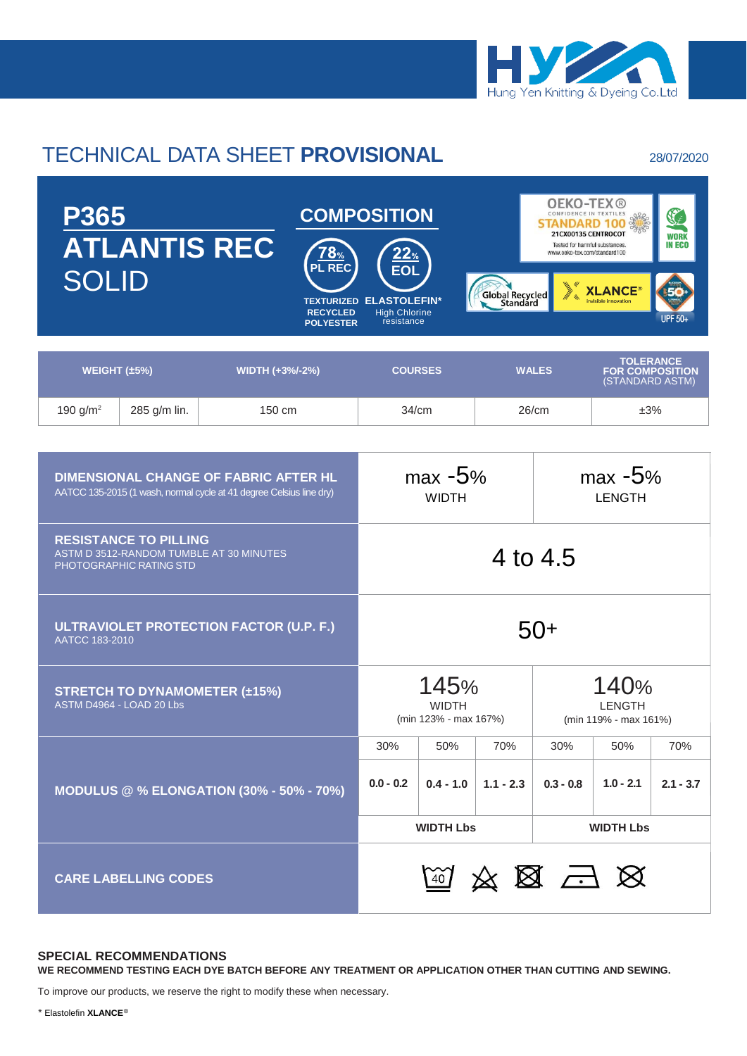Hung Yen Knitting & Dyeing Co.Ltd

# TECHNICAL DATA SHEET **PROVISIONAL**

28/07/2020

## P365
## ATLANTIS REC
## SOLID

### COMPOSITION

- **78% PL REC** — TEXTURIZED RECYCLED POLYESTER
- **22% EOL** — ELASTOLEFIN* High Chlorine resistance

OEKO-TEX® CONFIDENCE IN TEXTILES STANDARD 100 21CX00135 CENTROCOT Tested for harmful substances. www.oeko-tex.com/standard100

WORK IN ECO

Global Recycled Standard

XLANCE® Invisible Innovation

UPF 50+

| WEIGHT (±5%) | | WIDTH (+3%/-2%) | COURSES | WALES | TOLERANCE FOR COMPOSITION (STANDARD ASTM) |
|---|---|---|---|---|---|
| 190 g/m² | 285 g/m lin. | 150 cm | 34/cm | 26/cm | ±3% |

| Test | | | | | | |
|---|---|---|---|---|---|---|
| **DIMENSIONAL CHANGE OF FABRIC AFTER HL** AATCC 135-2015 (1 wash, normal cycle at 41 degree Celsius line dry) | max -5% WIDTH | | | max -5% LENGTH | | |
| **RESISTANCE TO PILLING** ASTM D 3512-RANDOM TUMBLE AT 30 MINUTES PHOTOGRAPHIC RATING STD | 4 to 4.5 | | | | | |
| **ULTRAVIOLET PROTECTION FACTOR (U.P. F.)** AATCC 183-2010 | 50+ | | | | | |
| **STRETCH TO DYNAMOMETER (±15%)** ASTM D4964 - LOAD 20 Lbs | 145% WIDTH (min 123% - max 167%) | | | 140% LENGTH (min 119% - max 161%) | | |
| **MODULUS @ % ELONGATION (30% - 50% - 70%)** | 30% | 50% | 70% | 30% | 50% | 70% |
| | 0.0 - 0.2 | 0.4 - 1.0 | 1.1 - 2.3 | 0.3 - 0.8 | 1.0 - 2.1 | 2.1 - 3.7 |
| | **WIDTH Lbs** | | | **WIDTH Lbs** | | |
| **CARE LABELLING CODES** | 40 (wash), do not bleach, do not tumble dry, iron low, do not dry clean | | | | | |

### SPECIAL RECOMMENDATIONS

**WE RECOMMEND TESTING EACH DYE BATCH BEFORE ANY TREATMENT OR APPLICATION OTHER THAN CUTTING AND SEWING.**

To improve our products, we reserve the right to modify these when necessary.

* Elastolefin **XLANCE**®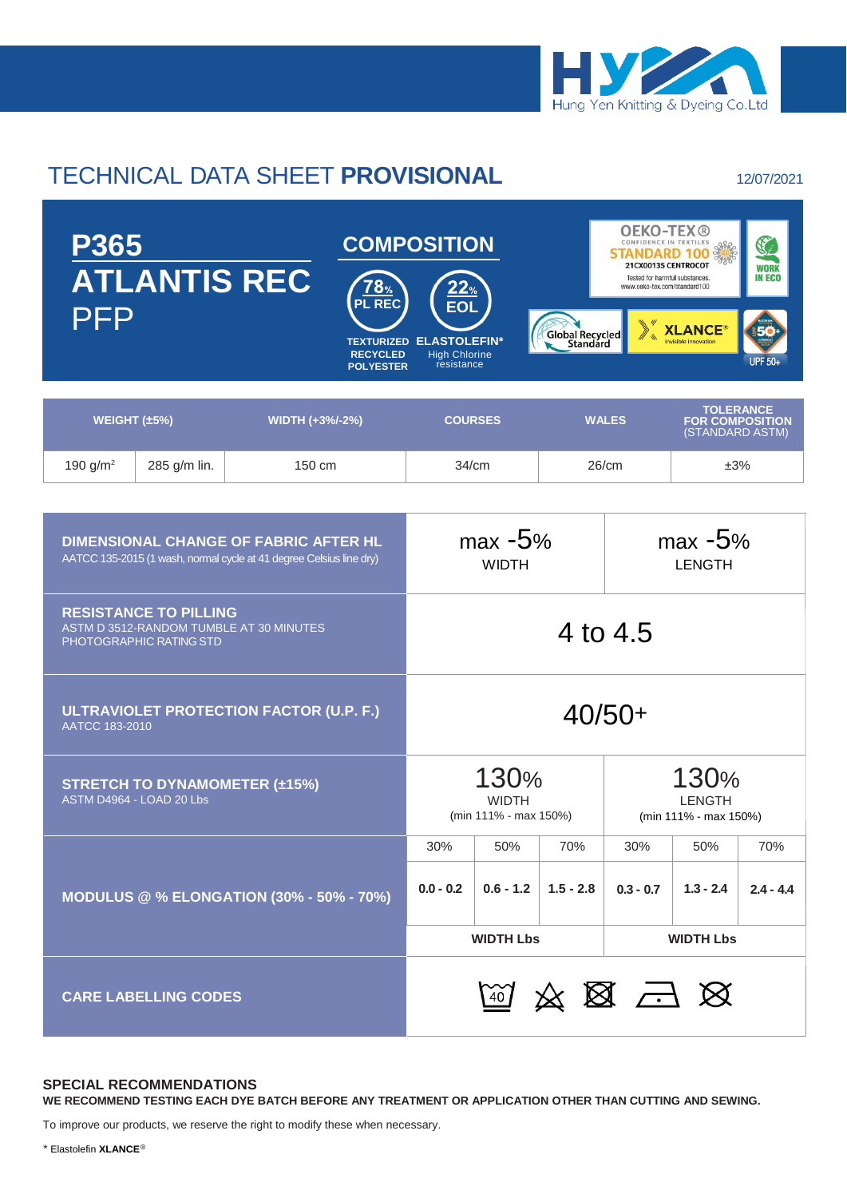Hung Yen Knitting & Dyeing Co.Ltd

# TECHNICAL DATA SHEET **PROVISIONAL**

12/07/2021

## P365
## ATLANTIS REC
PFP

### COMPOSITION

- **78%** PL REC — TEXTURIZED RECYCLED POLYESTER
- **22%** EOL — ELASTOLEFIN* High Chlorine resistance

OEKO-TEX® CONFIDENCE IN TEXTILES STANDARD 100 21CX00135 CENTROCOT Tested for harmful substances. www.oeko-tex.com/standard100

WORK IN ECO

Global Recycled Standard

XLANCE® Invisible Innovation

UPF 50+

| WEIGHT (±5%) | | WIDTH (+3%/-2%) | COURSES | WALES | TOLERANCE FOR COMPOSITION (STANDARD ASTM) |
|---|---|---|---|---|---|
| 190 g/m² | 285 g/m lin. | 150 cm | 34/cm | 26/cm | ±3% |

| | | | | | | |
|---|---|---|---|---|---|---|
| **DIMENSIONAL CHANGE OF FABRIC AFTER HL** AATCC 135-2015 (1 wash, normal cycle at 41 degree Celsius line dry) | max -5% WIDTH | | | max -5% LENGTH | | |
| **RESISTANCE TO PILLING** ASTM D 3512-RANDOM TUMBLE AT 30 MINUTES PHOTOGRAPHIC RATING STD | 4 to 4.5 | | | | | |
| **ULTRAVIOLET PROTECTION FACTOR (U.P. F.)** AATCC 183-2010 | 40/50+ | | | | | |
| **STRETCH TO DYNAMOMETER (±15%)** ASTM D4964 - LOAD 20 Lbs | 130% WIDTH (min 111% - max 150%) | | | 130% LENGTH (min 111% - max 150%) | | |
| **MODULUS @ % ELONGATION (30% - 50% - 70%)** | 30% | 50% | 70% | 30% | 50% | 70% |
| | 0.0 - 0.2 | 0.6 - 1.2 | 1.5 - 2.8 | 0.3 - 0.7 | 1.3 - 2.4 | 2.4 - 4.4 |
| | **WIDTH Lbs** | | | **WIDTH Lbs** | | |
| **CARE LABELLING CODES** | 40 | | | | | |

### SPECIAL RECOMMENDATIONS

**WE RECOMMEND TESTING EACH DYE BATCH BEFORE ANY TREATMENT OR APPLICATION OTHER THAN CUTTING AND SEWING.**

To improve our products, we reserve the right to modify these when necessary.

* Elastolefin **XLANCE**®